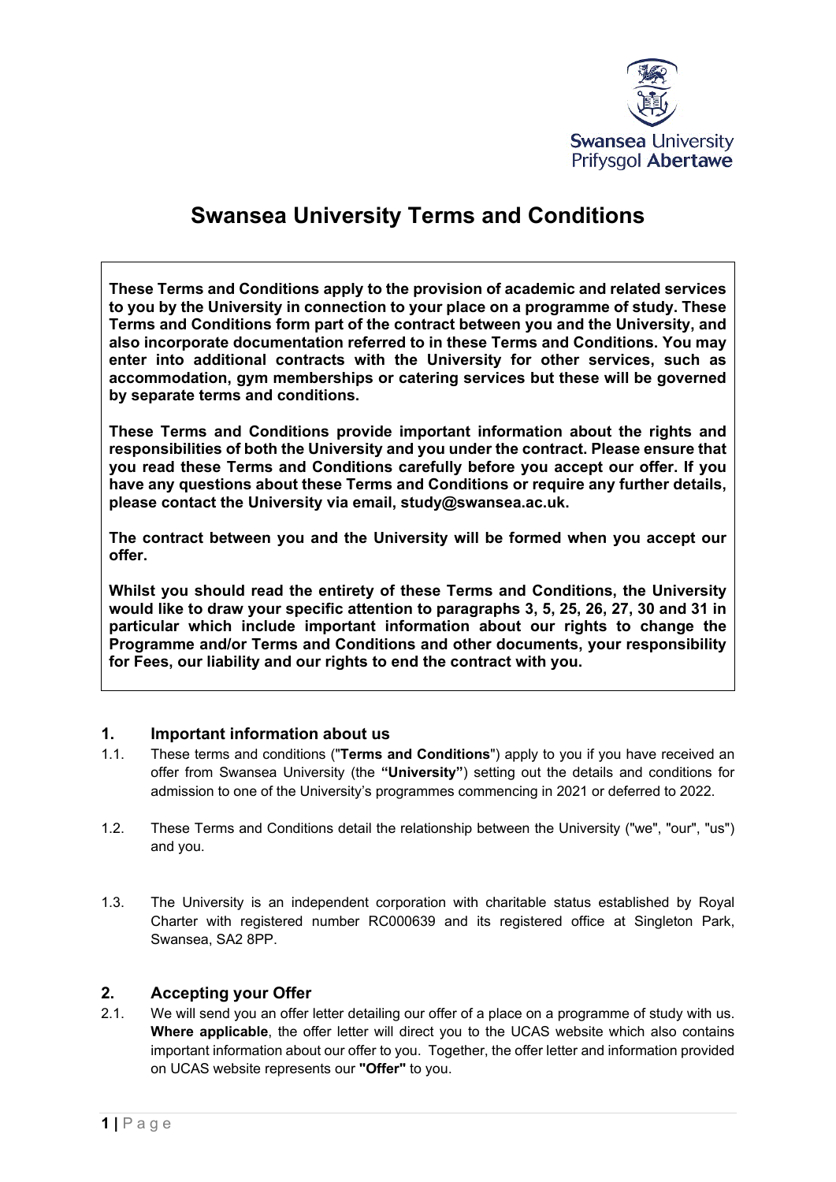# Swansea University Terms and Conditions

**These Terms and Conditions apply to the provision of academic and related services to you by the University in connection to your place on a programme of study. These Terms and Conditions form part of the contract between you and the University, and also incorporate documentation referred to in these Terms and Conditions. You may enter into additional contracts with the University for other services, such as accommodation, gym memberships or catering services but these will be governed by separate terms and conditions.**

**These Terms and Conditions provide important information about the rights and responsibilities of both the University and you under the contract. Please ensure that you read these Terms and Conditions carefully before you accept our offer. If you have any questions about these Terms and Conditions or require any further details, please contact the University via email, study@swansea.ac.uk.**

**The contract between you and the University will be formed when you accept our offer.**

**Whilst you should read the entirety of these Terms and Conditions, the University would like to draw your specific attention to paragraphs 3, 5, 25, 26, 27, 30 and 31 in particular which include important information about our rights to change the Programme and/or Terms and Conditions and other documents, your responsibility for Fees, our liability and our rights to end the contract with you.**

## 1. Important information about us

1.1. These terms and conditions ("**Terms and Conditions**") apply to you if you have received an offer from Swansea University (the **"University"**) setting out the details and conditions for admission to one of the University's programmes commencing in 2021 or deferred to 2022.

1.2. These Terms and Conditions detail the relationship between the University ("we", "our", "us") and you.

1.3. The University is an independent corporation with charitable status established by Royal Charter with registered number RC000639 and its registered office at Singleton Park, Swansea, SA2 8PP.

## 2. Accepting your Offer

2.1. We will send you an offer letter detailing our offer of a place on a programme of study with us. **Where applicable**, the offer letter will direct you to the UCAS website which also contains important information about our offer to you. Together, the offer letter and information provided on UCAS website represents our **"Offer"** to you.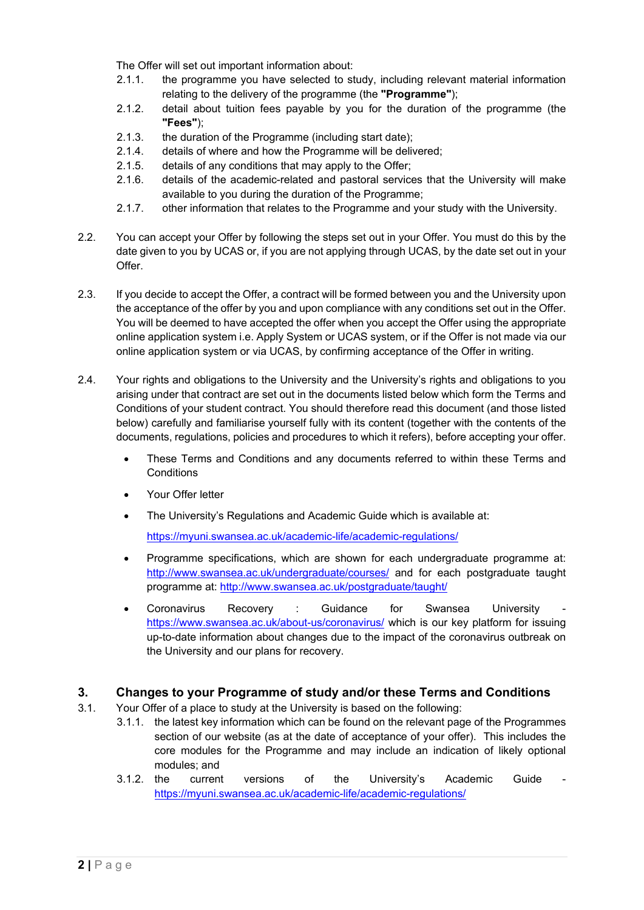The Offer will set out important information about:

- 2.1.1. the programme you have selected to study, including relevant material information relating to the delivery of the programme (the **"Programme"**);
- 2.1.2. detail about tuition fees payable by you for the duration of the programme (the **"Fees"**);
- 2.1.3. the duration of the Programme (including start date);
- 2.1.4. details of where and how the Programme will be delivered;
- 2.1.5. details of any conditions that may apply to the Offer;
- 2.1.6. details of the academic-related and pastoral services that the University will make available to you during the duration of the Programme;
- 2.1.7. other information that relates to the Programme and your study with the University.

2.2. You can accept your Offer by following the steps set out in your Offer. You must do this by the date given to you by UCAS or, if you are not applying through UCAS, by the date set out in your Offer.

2.3. If you decide to accept the Offer, a contract will be formed between you and the University upon the acceptance of the offer by you and upon compliance with any conditions set out in the Offer. You will be deemed to have accepted the offer when you accept the Offer using the appropriate online application system i.e. Apply System or UCAS system, or if the Offer is not made via our online application system or via UCAS, by confirming acceptance of the Offer in writing.

2.4. Your rights and obligations to the University and the University's rights and obligations to you arising under that contract are set out in the documents listed below which form the Terms and Conditions of your student contract. You should therefore read this document (and those listed below) carefully and familiarise yourself fully with its content (together with the contents of the documents, regulations, policies and procedures to which it refers), before accepting your offer.

- These Terms and Conditions and any documents referred to within these Terms and Conditions
- Your Offer letter
- The University's Regulations and Academic Guide which is available at:

  https://myuni.swansea.ac.uk/academic-life/academic-regulations/
- Programme specifications, which are shown for each undergraduate programme at: http://www.swansea.ac.uk/undergraduate/courses/ and for each postgraduate taught programme at: http://www.swansea.ac.uk/postgraduate/taught/
- Coronavirus Recovery : Guidance for Swansea University - https://www.swansea.ac.uk/about-us/coronavirus/ which is our key platform for issuing up-to-date information about changes due to the impact of the coronavirus outbreak on the University and our plans for recovery.

## 3. Changes to your Programme of study and/or these Terms and Conditions

3.1. Your Offer of a place to study at the University is based on the following:

- 3.1.1. the latest key information which can be found on the relevant page of the Programmes section of our website (as at the date of acceptance of your offer). This includes the core modules for the Programme and may include an indication of likely optional modules; and
- 3.1.2. the current versions of the University's Academic Guide - https://myuni.swansea.ac.uk/academic-life/academic-regulations/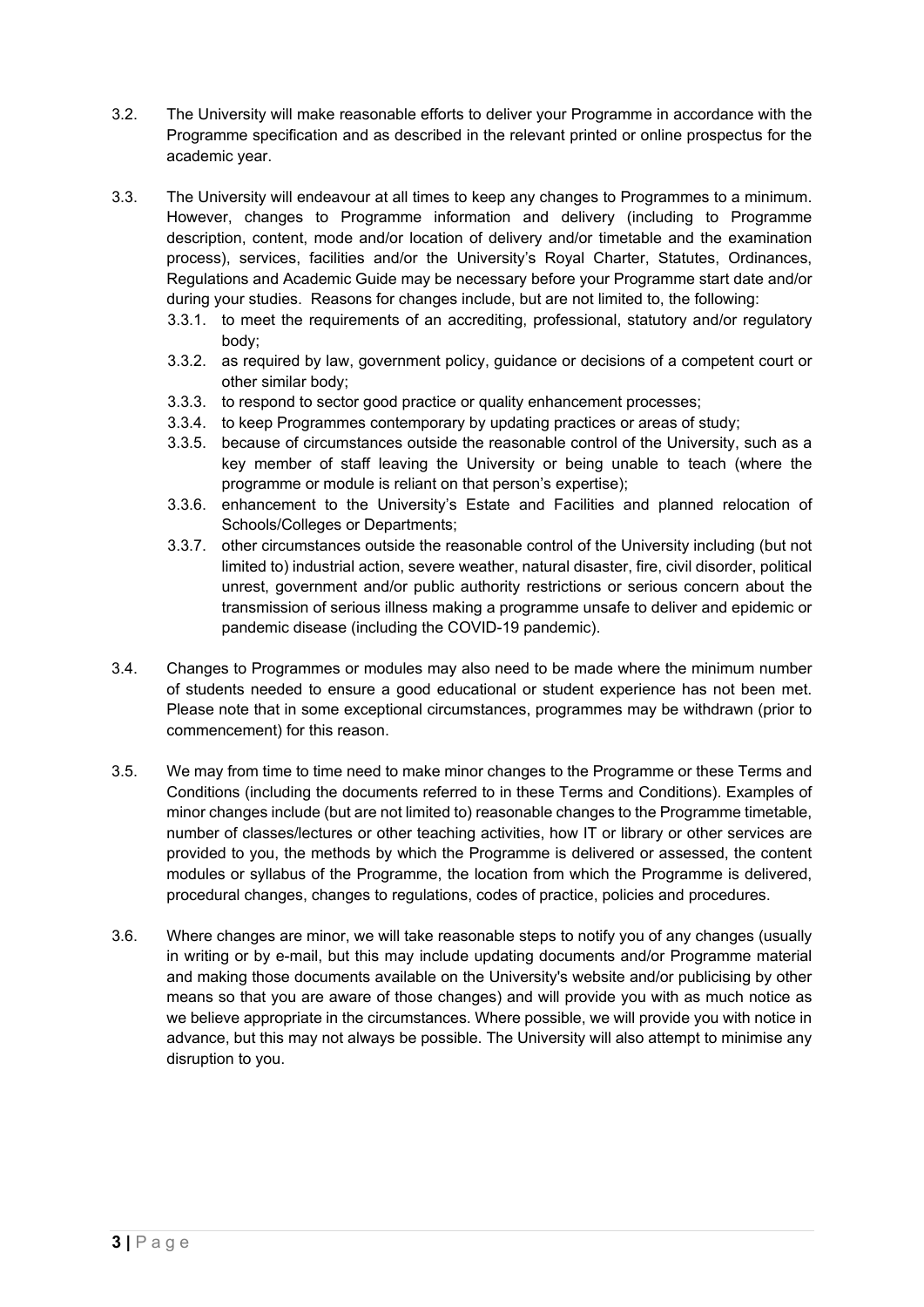3.2. The University will make reasonable efforts to deliver your Programme in accordance with the Programme specification and as described in the relevant printed or online prospectus for the academic year.

3.3. The University will endeavour at all times to keep any changes to Programmes to a minimum. However, changes to Programme information and delivery (including to Programme description, content, mode and/or location of delivery and/or timetable and the examination process), services, facilities and/or the University's Royal Charter, Statutes, Ordinances, Regulations and Academic Guide may be necessary before your Programme start date and/or during your studies. Reasons for changes include, but are not limited to, the following:

- 3.3.1. to meet the requirements of an accrediting, professional, statutory and/or regulatory body;
- 3.3.2. as required by law, government policy, guidance or decisions of a competent court or other similar body;
- 3.3.3. to respond to sector good practice or quality enhancement processes;
- 3.3.4. to keep Programmes contemporary by updating practices or areas of study;
- 3.3.5. because of circumstances outside the reasonable control of the University, such as a key member of staff leaving the University or being unable to teach (where the programme or module is reliant on that person's expertise);
- 3.3.6. enhancement to the University's Estate and Facilities and planned relocation of Schools/Colleges or Departments;
- 3.3.7. other circumstances outside the reasonable control of the University including (but not limited to) industrial action, severe weather, natural disaster, fire, civil disorder, political unrest, government and/or public authority restrictions or serious concern about the transmission of serious illness making a programme unsafe to deliver and epidemic or pandemic disease (including the COVID-19 pandemic).

3.4. Changes to Programmes or modules may also need to be made where the minimum number of students needed to ensure a good educational or student experience has not been met. Please note that in some exceptional circumstances, programmes may be withdrawn (prior to commencement) for this reason.

3.5. We may from time to time need to make minor changes to the Programme or these Terms and Conditions (including the documents referred to in these Terms and Conditions). Examples of minor changes include (but are not limited to) reasonable changes to the Programme timetable, number of classes/lectures or other teaching activities, how IT or library or other services are provided to you, the methods by which the Programme is delivered or assessed, the content modules or syllabus of the Programme, the location from which the Programme is delivered, procedural changes, changes to regulations, codes of practice, policies and procedures.

3.6. Where changes are minor, we will take reasonable steps to notify you of any changes (usually in writing or by e-mail, but this may include updating documents and/or Programme material and making those documents available on the University's website and/or publicising by other means so that you are aware of those changes) and will provide you with as much notice as we believe appropriate in the circumstances. Where possible, we will provide you with notice in advance, but this may not always be possible. The University will also attempt to minimise any disruption to you.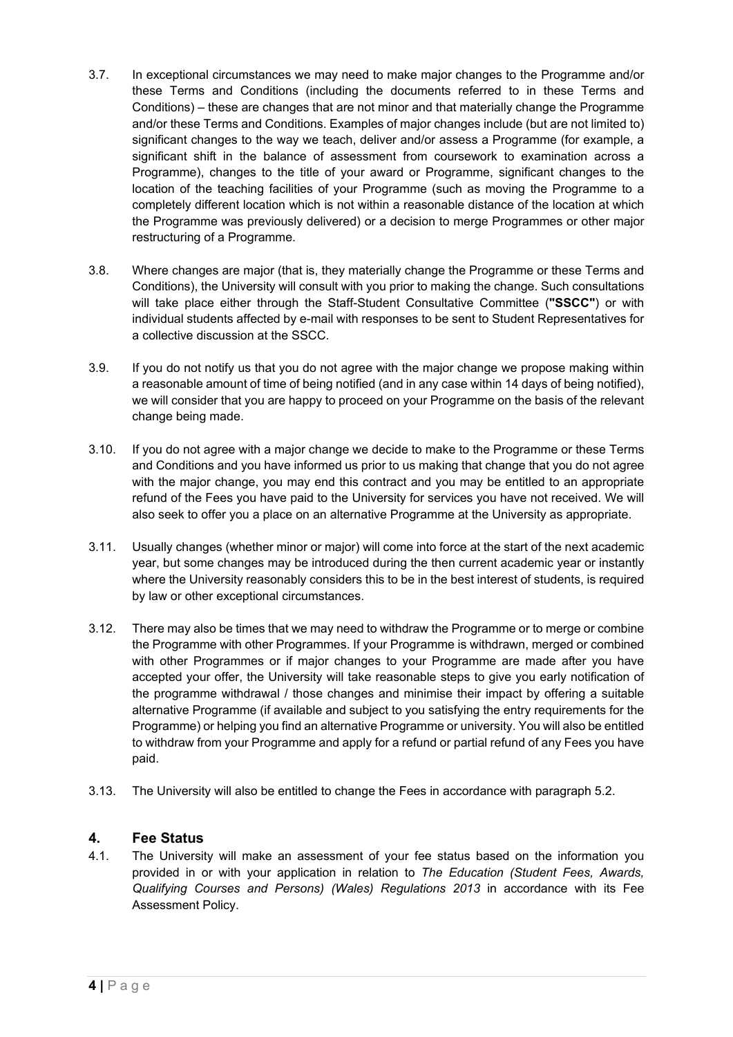3.7. In exceptional circumstances we may need to make major changes to the Programme and/or these Terms and Conditions (including the documents referred to in these Terms and Conditions) – these are changes that are not minor and that materially change the Programme and/or these Terms and Conditions. Examples of major changes include (but are not limited to) significant changes to the way we teach, deliver and/or assess a Programme (for example, a significant shift in the balance of assessment from coursework to examination across a Programme), changes to the title of your award or Programme, significant changes to the location of the teaching facilities of your Programme (such as moving the Programme to a completely different location which is not within a reasonable distance of the location at which the Programme was previously delivered) or a decision to merge Programmes or other major restructuring of a Programme.

3.8. Where changes are major (that is, they materially change the Programme or these Terms and Conditions), the University will consult with you prior to making the change. Such consultations will take place either through the Staff-Student Consultative Committee (**"SSCC"**) or with individual students affected by e-mail with responses to be sent to Student Representatives for a collective discussion at the SSCC.

3.9. If you do not notify us that you do not agree with the major change we propose making within a reasonable amount of time of being notified (and in any case within 14 days of being notified), we will consider that you are happy to proceed on your Programme on the basis of the relevant change being made.

3.10. If you do not agree with a major change we decide to make to the Programme or these Terms and Conditions and you have informed us prior to us making that change that you do not agree with the major change, you may end this contract and you may be entitled to an appropriate refund of the Fees you have paid to the University for services you have not received. We will also seek to offer you a place on an alternative Programme at the University as appropriate.

3.11. Usually changes (whether minor or major) will come into force at the start of the next academic year, but some changes may be introduced during the then current academic year or instantly where the University reasonably considers this to be in the best interest of students, is required by law or other exceptional circumstances.

3.12. There may also be times that we may need to withdraw the Programme or to merge or combine the Programme with other Programmes. If your Programme is withdrawn, merged or combined with other Programmes or if major changes to your Programme are made after you have accepted your offer, the University will take reasonable steps to give you early notification of the programme withdrawal / those changes and minimise their impact by offering a suitable alternative Programme (if available and subject to you satisfying the entry requirements for the Programme) or helping you find an alternative Programme or university. You will also be entitled to withdraw from your Programme and apply for a refund or partial refund of any Fees you have paid.

3.13. The University will also be entitled to change the Fees in accordance with paragraph 5.2.

## 4. Fee Status

4.1. The University will make an assessment of your fee status based on the information you provided in or with your application in relation to *The Education (Student Fees, Awards, Qualifying Courses and Persons) (Wales) Regulations 2013* in accordance with its Fee Assessment Policy.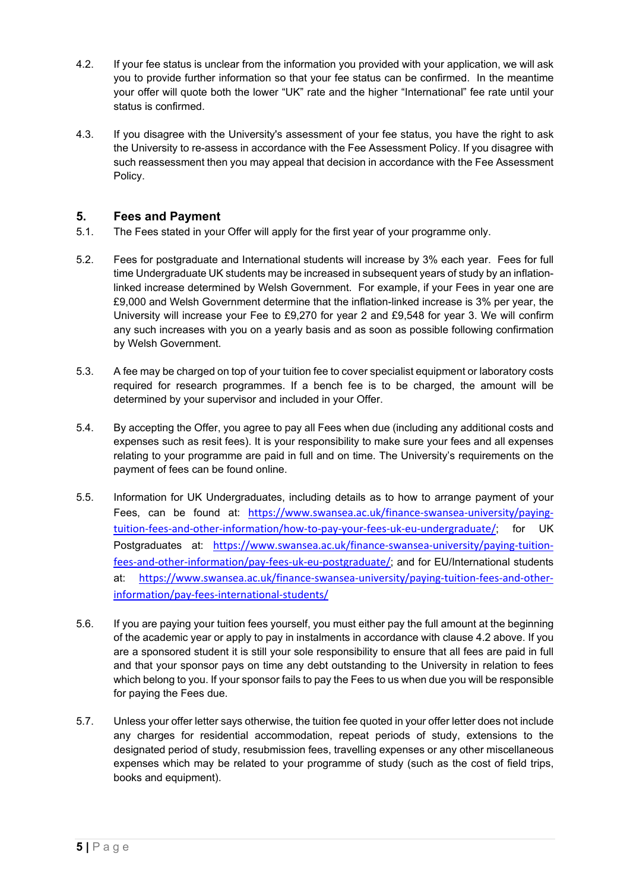4.2. If your fee status is unclear from the information you provided with your application, we will ask you to provide further information so that your fee status can be confirmed. In the meantime your offer will quote both the lower "UK" rate and the higher "International" fee rate until your status is confirmed.

4.3. If you disagree with the University's assessment of your fee status, you have the right to ask the University to re-assess in accordance with the Fee Assessment Policy. If you disagree with such reassessment then you may appeal that decision in accordance with the Fee Assessment Policy.

## 5. Fees and Payment

5.1. The Fees stated in your Offer will apply for the first year of your programme only.

5.2. Fees for postgraduate and International students will increase by 3% each year. Fees for full time Undergraduate UK students may be increased in subsequent years of study by an inflation-linked increase determined by Welsh Government. For example, if your Fees in year one are £9,000 and Welsh Government determine that the inflation-linked increase is 3% per year, the University will increase your Fee to £9,270 for year 2 and £9,548 for year 3. We will confirm any such increases with you on a yearly basis and as soon as possible following confirmation by Welsh Government.

5.3. A fee may be charged on top of your tuition fee to cover specialist equipment or laboratory costs required for research programmes. If a bench fee is to be charged, the amount will be determined by your supervisor and included in your Offer.

5.4. By accepting the Offer, you agree to pay all Fees when due (including any additional costs and expenses such as resit fees). It is your responsibility to make sure your fees and all expenses relating to your programme are paid in full and on time. The University's requirements on the payment of fees can be found online.

5.5. Information for UK Undergraduates, including details as to how to arrange payment of your Fees, can be found at: https://www.swansea.ac.uk/finance-swansea-university/paying-tuition-fees-and-other-information/how-to-pay-your-fees-uk-eu-undergraduate/; for UK Postgraduates at: https://www.swansea.ac.uk/finance-swansea-university/paying-tuition-fees-and-other-information/pay-fees-uk-eu-postgraduate/; and for EU/International students at: https://www.swansea.ac.uk/finance-swansea-university/paying-tuition-fees-and-other-information/pay-fees-international-students/

5.6. If you are paying your tuition fees yourself, you must either pay the full amount at the beginning of the academic year or apply to pay in instalments in accordance with clause 4.2 above. If you are a sponsored student it is still your sole responsibility to ensure that all fees are paid in full and that your sponsor pays on time any debt outstanding to the University in relation to fees which belong to you. If your sponsor fails to pay the Fees to us when due you will be responsible for paying the Fees due.

5.7. Unless your offer letter says otherwise, the tuition fee quoted in your offer letter does not include any charges for residential accommodation, repeat periods of study, extensions to the designated period of study, resubmission fees, travelling expenses or any other miscellaneous expenses which may be related to your programme of study (such as the cost of field trips, books and equipment).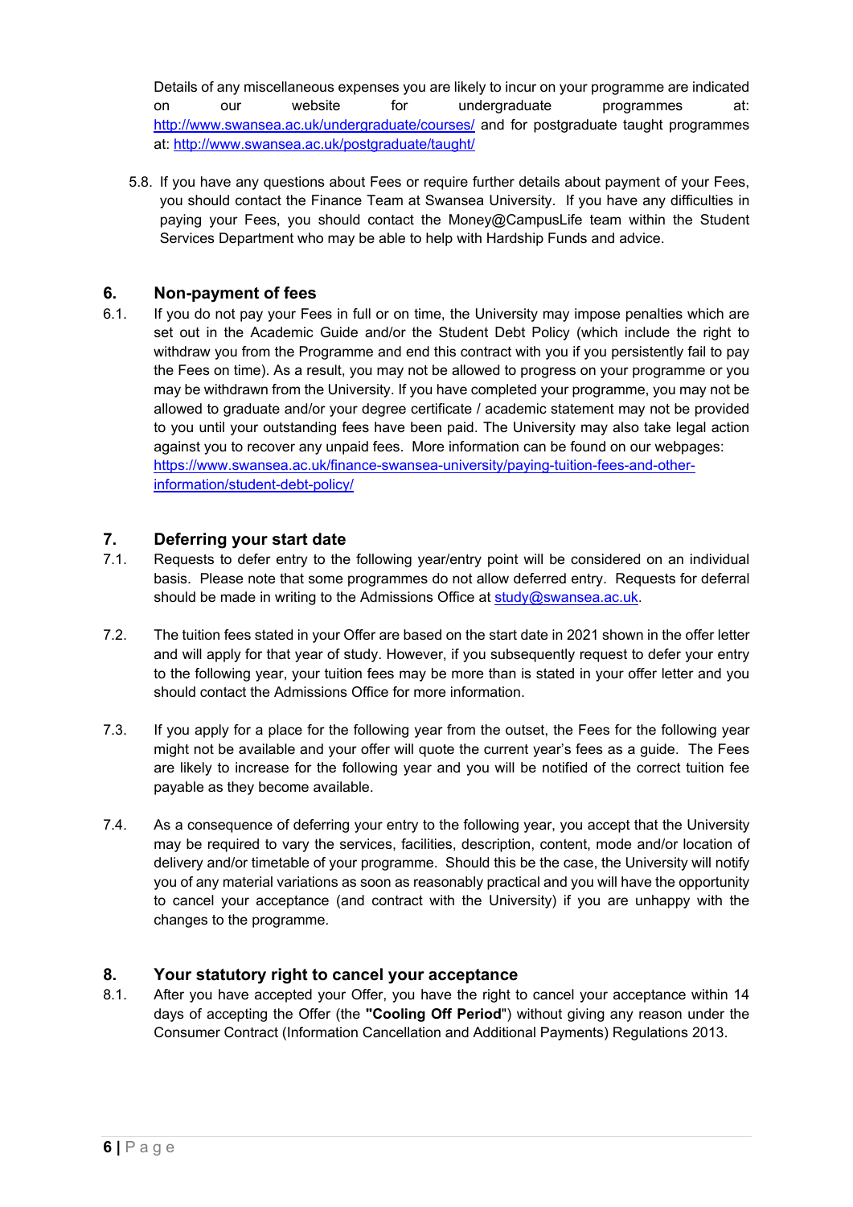Details of any miscellaneous expenses you are likely to incur on your programme are indicated on our website for undergraduate programmes at: http://www.swansea.ac.uk/undergraduate/courses/ and for postgraduate taught programmes at: http://www.swansea.ac.uk/postgraduate/taught/

5.8. If you have any questions about Fees or require further details about payment of your Fees, you should contact the Finance Team at Swansea University. If you have any difficulties in paying your Fees, you should contact the Money@CampusLife team within the Student Services Department who may be able to help with Hardship Funds and advice.

## 6. Non-payment of fees

6.1. If you do not pay your Fees in full or on time, the University may impose penalties which are set out in the Academic Guide and/or the Student Debt Policy (which include the right to withdraw you from the Programme and end this contract with you if you persistently fail to pay the Fees on time). As a result, you may not be allowed to progress on your programme or you may be withdrawn from the University. If you have completed your programme, you may not be allowed to graduate and/or your degree certificate / academic statement may not be provided to you until your outstanding fees have been paid. The University may also take legal action against you to recover any unpaid fees. More information can be found on our webpages: https://www.swansea.ac.uk/finance-swansea-university/paying-tuition-fees-and-other-information/student-debt-policy/

## 7. Deferring your start date

7.1. Requests to defer entry to the following year/entry point will be considered on an individual basis. Please note that some programmes do not allow deferred entry. Requests for deferral should be made in writing to the Admissions Office at study@swansea.ac.uk.

7.2. The tuition fees stated in your Offer are based on the start date in 2021 shown in the offer letter and will apply for that year of study. However, if you subsequently request to defer your entry to the following year, your tuition fees may be more than is stated in your offer letter and you should contact the Admissions Office for more information.

7.3. If you apply for a place for the following year from the outset, the Fees for the following year might not be available and your offer will quote the current year's fees as a guide. The Fees are likely to increase for the following year and you will be notified of the correct tuition fee payable as they become available.

7.4. As a consequence of deferring your entry to the following year, you accept that the University may be required to vary the services, facilities, description, content, mode and/or location of delivery and/or timetable of your programme. Should this be the case, the University will notify you of any material variations as soon as reasonably practical and you will have the opportunity to cancel your acceptance (and contract with the University) if you are unhappy with the changes to the programme.

## 8. Your statutory right to cancel your acceptance

8.1. After you have accepted your Offer, you have the right to cancel your acceptance within 14 days of accepting the Offer (the **"Cooling Off Period"**) without giving any reason under the Consumer Contract (Information Cancellation and Additional Payments) Regulations 2013.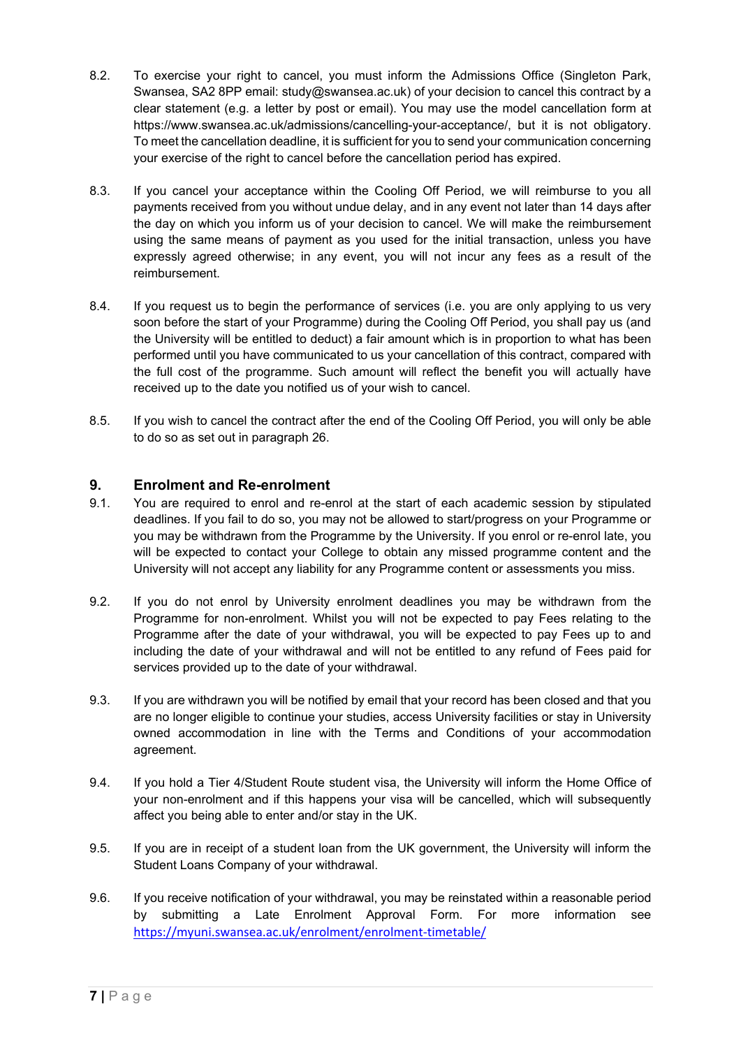8.2. To exercise your right to cancel, you must inform the Admissions Office (Singleton Park, Swansea, SA2 8PP email: study@swansea.ac.uk) of your decision to cancel this contract by a clear statement (e.g. a letter by post or email). You may use the model cancellation form at https://www.swansea.ac.uk/admissions/cancelling-your-acceptance/, but it is not obligatory. To meet the cancellation deadline, it is sufficient for you to send your communication concerning your exercise of the right to cancel before the cancellation period has expired.

8.3. If you cancel your acceptance within the Cooling Off Period, we will reimburse to you all payments received from you without undue delay, and in any event not later than 14 days after the day on which you inform us of your decision to cancel. We will make the reimbursement using the same means of payment as you used for the initial transaction, unless you have expressly agreed otherwise; in any event, you will not incur any fees as a result of the reimbursement.

8.4. If you request us to begin the performance of services (i.e. you are only applying to us very soon before the start of your Programme) during the Cooling Off Period, you shall pay us (and the University will be entitled to deduct) a fair amount which is in proportion to what has been performed until you have communicated to us your cancellation of this contract, compared with the full cost of the programme. Such amount will reflect the benefit you will actually have received up to the date you notified us of your wish to cancel.

8.5. If you wish to cancel the contract after the end of the Cooling Off Period, you will only be able to do so as set out in paragraph 26.

## 9. Enrolment and Re-enrolment

9.1. You are required to enrol and re-enrol at the start of each academic session by stipulated deadlines. If you fail to do so, you may not be allowed to start/progress on your Programme or you may be withdrawn from the Programme by the University. If you enrol or re-enrol late, you will be expected to contact your College to obtain any missed programme content and the University will not accept any liability for any Programme content or assessments you miss.

9.2. If you do not enrol by University enrolment deadlines you may be withdrawn from the Programme for non-enrolment. Whilst you will not be expected to pay Fees relating to the Programme after the date of your withdrawal, you will be expected to pay Fees up to and including the date of your withdrawal and will not be entitled to any refund of Fees paid for services provided up to the date of your withdrawal.

9.3. If you are withdrawn you will be notified by email that your record has been closed and that you are no longer eligible to continue your studies, access University facilities or stay in University owned accommodation in line with the Terms and Conditions of your accommodation agreement.

9.4. If you hold a Tier 4/Student Route student visa, the University will inform the Home Office of your non-enrolment and if this happens your visa will be cancelled, which will subsequently affect you being able to enter and/or stay in the UK.

9.5. If you are in receipt of a student loan from the UK government, the University will inform the Student Loans Company of your withdrawal.

9.6. If you receive notification of your withdrawal, you may be reinstated within a reasonable period by submitting a Late Enrolment Approval Form. For more information see https://myuni.swansea.ac.uk/enrolment/enrolment-timetable/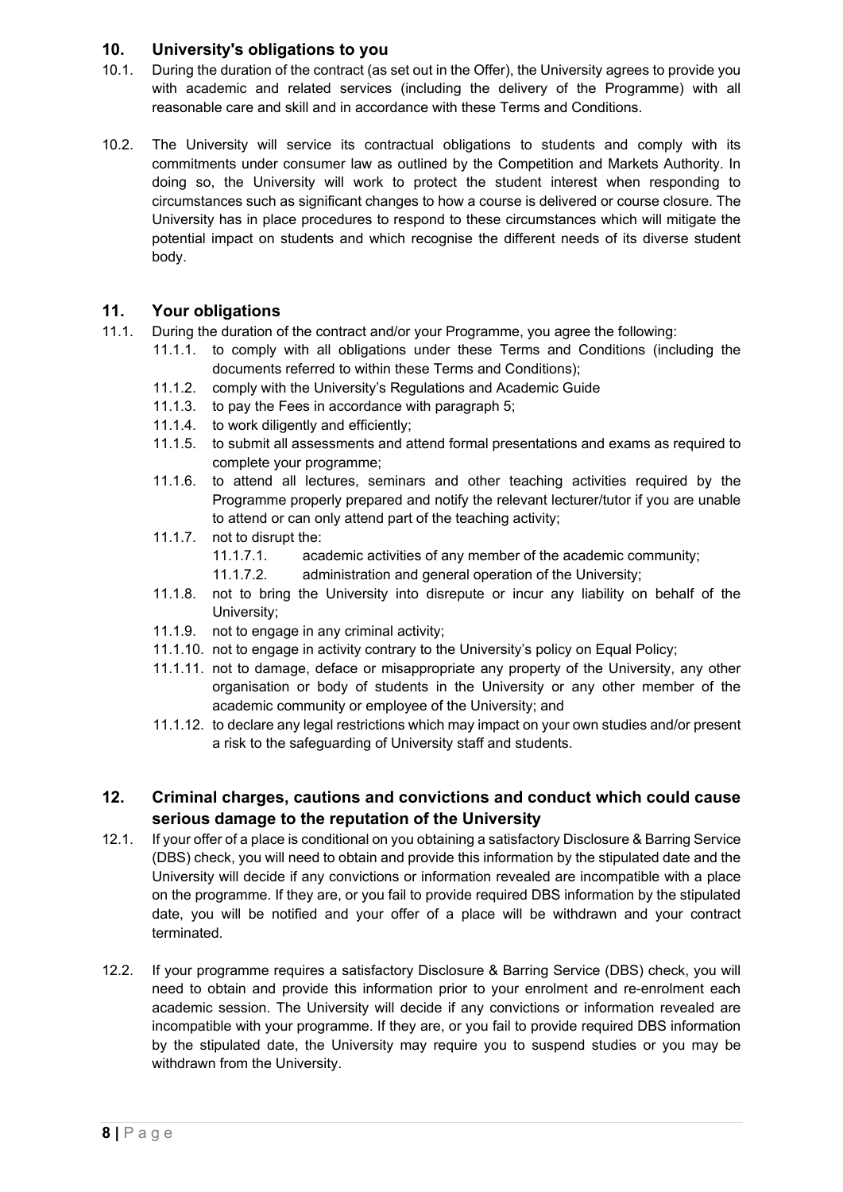## 10. University's obligations to you

10.1. During the duration of the contract (as set out in the Offer), the University agrees to provide you with academic and related services (including the delivery of the Programme) with all reasonable care and skill and in accordance with these Terms and Conditions.

10.2. The University will service its contractual obligations to students and comply with its commitments under consumer law as outlined by the Competition and Markets Authority. In doing so, the University will work to protect the student interest when responding to circumstances such as significant changes to how a course is delivered or course closure. The University has in place procedures to respond to these circumstances which will mitigate the potential impact on students and which recognise the different needs of its diverse student body.

## 11. Your obligations

11.1. During the duration of the contract and/or your Programme, you agree the following:

- 11.1.1. to comply with all obligations under these Terms and Conditions (including the documents referred to within these Terms and Conditions);
- 11.1.2. comply with the University's Regulations and Academic Guide
- 11.1.3. to pay the Fees in accordance with paragraph 5;
- 11.1.4. to work diligently and efficiently;
- 11.1.5. to submit all assessments and attend formal presentations and exams as required to complete your programme;
- 11.1.6. to attend all lectures, seminars and other teaching activities required by the Programme properly prepared and notify the relevant lecturer/tutor if you are unable to attend or can only attend part of the teaching activity;
- 11.1.7. not to disrupt the:
  - 11.1.7.1. academic activities of any member of the academic community;
  - 11.1.7.2. administration and general operation of the University;
- 11.1.8. not to bring the University into disrepute or incur any liability on behalf of the University;
- 11.1.9. not to engage in any criminal activity;
- 11.1.10. not to engage in activity contrary to the University's policy on Equal Policy;
- 11.1.11. not to damage, deface or misappropriate any property of the University, any other organisation or body of students in the University or any other member of the academic community or employee of the University; and
- 11.1.12. to declare any legal restrictions which may impact on your own studies and/or present a risk to the safeguarding of University staff and students.

## 12. Criminal charges, cautions and convictions and conduct which could cause serious damage to the reputation of the University

12.1. If your offer of a place is conditional on you obtaining a satisfactory Disclosure & Barring Service (DBS) check, you will need to obtain and provide this information by the stipulated date and the University will decide if any convictions or information revealed are incompatible with a place on the programme. If they are, or you fail to provide required DBS information by the stipulated date, you will be notified and your offer of a place will be withdrawn and your contract terminated.

12.2. If your programme requires a satisfactory Disclosure & Barring Service (DBS) check, you will need to obtain and provide this information prior to your enrolment and re-enrolment each academic session. The University will decide if any convictions or information revealed are incompatible with your programme. If they are, or you fail to provide required DBS information by the stipulated date, the University may require you to suspend studies or you may be withdrawn from the University.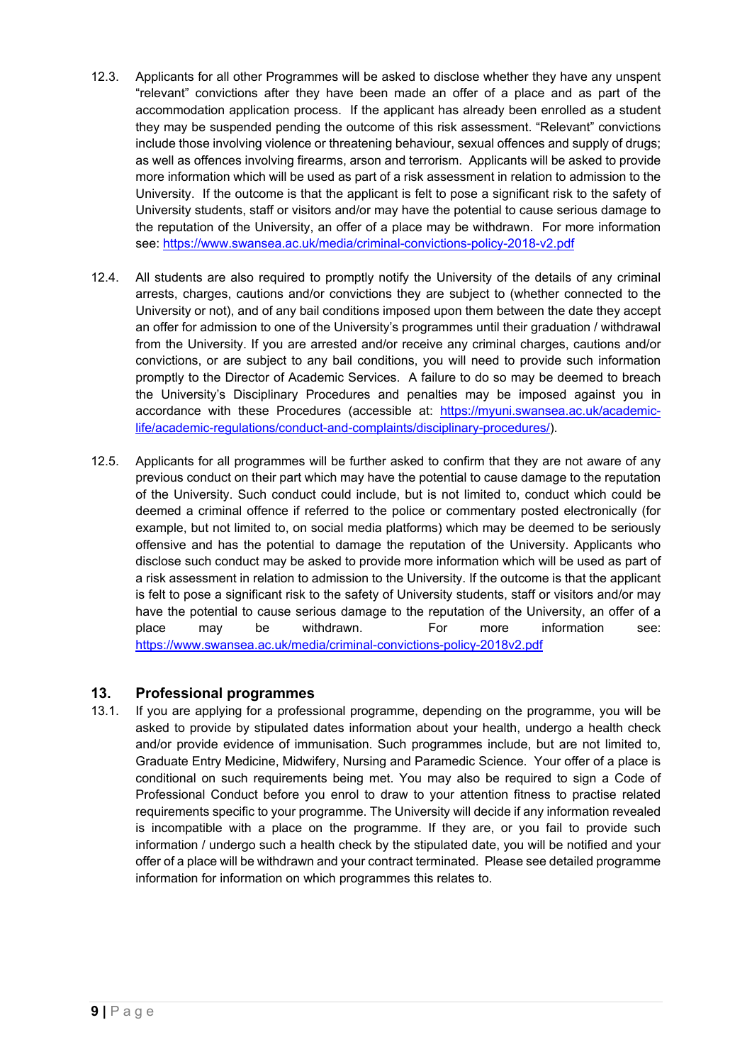12.3. Applicants for all other Programmes will be asked to disclose whether they have any unspent "relevant" convictions after they have been made an offer of a place and as part of the accommodation application process. If the applicant has already been enrolled as a student they may be suspended pending the outcome of this risk assessment. "Relevant" convictions include those involving violence or threatening behaviour, sexual offences and supply of drugs; as well as offences involving firearms, arson and terrorism. Applicants will be asked to provide more information which will be used as part of a risk assessment in relation to admission to the University. If the outcome is that the applicant is felt to pose a significant risk to the safety of University students, staff or visitors and/or may have the potential to cause serious damage to the reputation of the University, an offer of a place may be withdrawn. For more information see: https://www.swansea.ac.uk/media/criminal-convictions-policy-2018-v2.pdf

12.4. All students are also required to promptly notify the University of the details of any criminal arrests, charges, cautions and/or convictions they are subject to (whether connected to the University or not), and of any bail conditions imposed upon them between the date they accept an offer for admission to one of the University's programmes until their graduation / withdrawal from the University. If you are arrested and/or receive any criminal charges, cautions and/or convictions, or are subject to any bail conditions, you will need to provide such information promptly to the Director of Academic Services. A failure to do so may be deemed to breach the University's Disciplinary Procedures and penalties may be imposed against you in accordance with these Procedures (accessible at: https://myuni.swansea.ac.uk/academic-life/academic-regulations/conduct-and-complaints/disciplinary-procedures/).

12.5. Applicants for all programmes will be further asked to confirm that they are not aware of any previous conduct on their part which may have the potential to cause damage to the reputation of the University. Such conduct could include, but is not limited to, conduct which could be deemed a criminal offence if referred to the police or commentary posted electronically (for example, but not limited to, on social media platforms) which may be deemed to be seriously offensive and has the potential to damage the reputation of the University. Applicants who disclose such conduct may be asked to provide more information which will be used as part of a risk assessment in relation to admission to the University. If the outcome is that the applicant is felt to pose a significant risk to the safety of University students, staff or visitors and/or may have the potential to cause serious damage to the reputation of the University, an offer of a place may be withdrawn. For more information see: https://www.swansea.ac.uk/media/criminal-convictions-policy-2018v2.pdf

## 13. Professional programmes

13.1. If you are applying for a professional programme, depending on the programme, you will be asked to provide by stipulated dates information about your health, undergo a health check and/or provide evidence of immunisation. Such programmes include, but are not limited to, Graduate Entry Medicine, Midwifery, Nursing and Paramedic Science. Your offer of a place is conditional on such requirements being met. You may also be required to sign a Code of Professional Conduct before you enrol to draw to your attention fitness to practise related requirements specific to your programme. The University will decide if any information revealed is incompatible with a place on the programme. If they are, or you fail to provide such information / undergo such a health check by the stipulated date, you will be notified and your offer of a place will be withdrawn and your contract terminated. Please see detailed programme information for information on which programmes this relates to.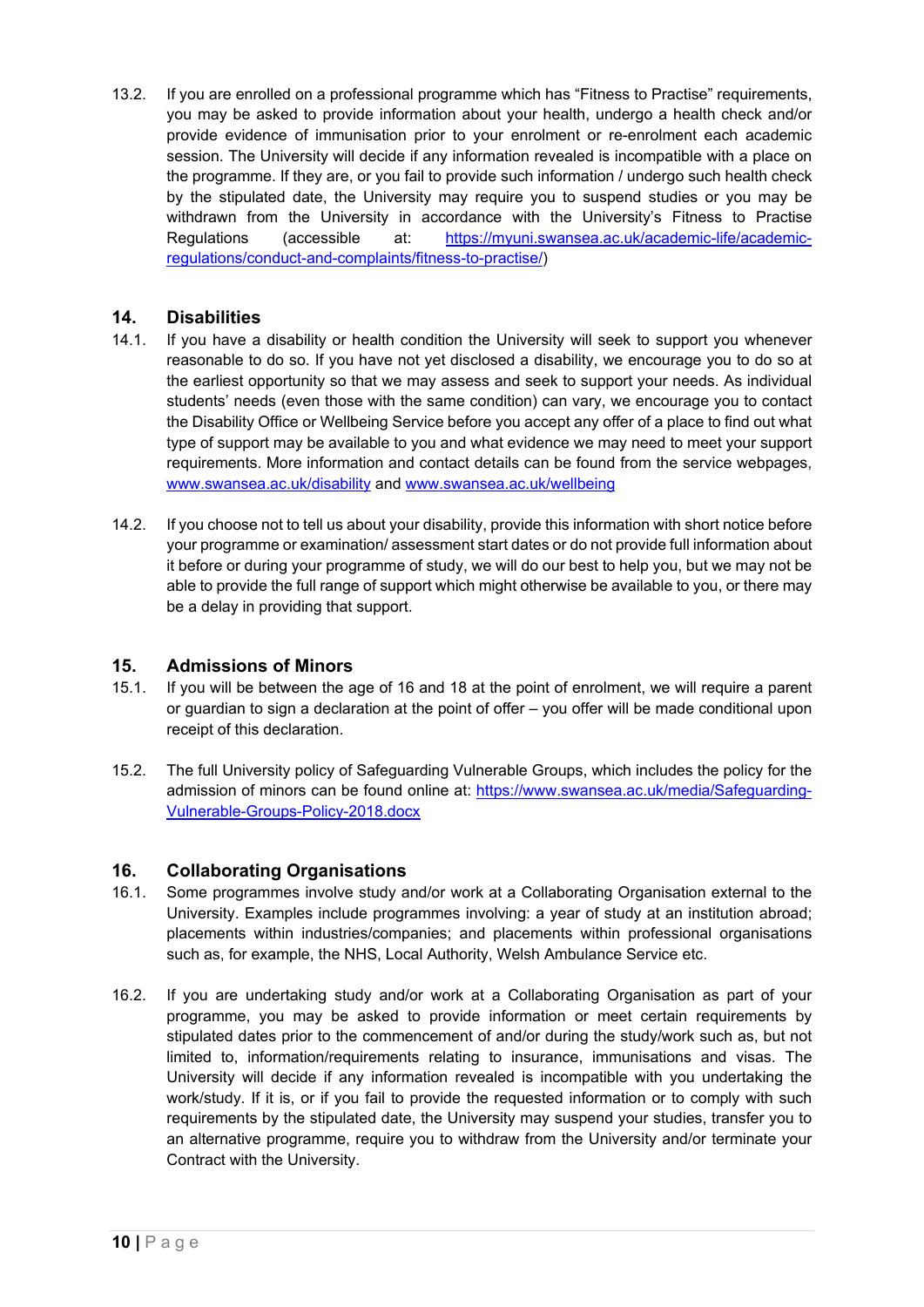13.2. If you are enrolled on a professional programme which has “Fitness to Practise” requirements, you may be asked to provide information about your health, undergo a health check and/or provide evidence of immunisation prior to your enrolment or re-enrolment each academic session. The University will decide if any information revealed is incompatible with a place on the programme. If they are, or you fail to provide such information / undergo such health check by the stipulated date, the University may require you to suspend studies or you may be withdrawn from the University in accordance with the University’s Fitness to Practise Regulations (accessible at: [https://myuni.swansea.ac.uk/academic-life/academic-regulations/conduct-and-complaints/fitness-to-practise/](https://myuni.swansea.ac.uk/academic-life/academic-regulations/conduct-and-complaints/fitness-to-practise/))

## 14. Disabilities

14.1. If you have a disability or health condition the University will seek to support you whenever reasonable to do so. If you have not yet disclosed a disability, we encourage you to do so at the earliest opportunity so that we may assess and seek to support your needs. As individual students’ needs (even those with the same condition) can vary, we encourage you to contact the Disability Office or Wellbeing Service before you accept any offer of a place to find out what type of support may be available to you and what evidence we may need to meet your support requirements. More information and contact details can be found from the service webpages, [www.swansea.ac.uk/disability](http://www.swansea.ac.uk/disability) and [www.swansea.ac.uk/wellbeing](http://www.swansea.ac.uk/wellbeing)

14.2. If you choose not to tell us about your disability, provide this information with short notice before your programme or examination/ assessment start dates or do not provide full information about it before or during your programme of study, we will do our best to help you, but we may not be able to provide the full range of support which might otherwise be available to you, or there may be a delay in providing that support.

## 15. Admissions of Minors

15.1. If you will be between the age of 16 and 18 at the point of enrolment, we will require a parent or guardian to sign a declaration at the point of offer – you offer will be made conditional upon receipt of this declaration.

15.2. The full University policy of Safeguarding Vulnerable Groups, which includes the policy for the admission of minors can be found online at: [https://www.swansea.ac.uk/media/Safeguarding-Vulnerable-Groups-Policy-2018.docx](https://www.swansea.ac.uk/media/Safeguarding-Vulnerable-Groups-Policy-2018.docx)

## 16. Collaborating Organisations

16.1. Some programmes involve study and/or work at a Collaborating Organisation external to the University. Examples include programmes involving: a year of study at an institution abroad; placements within industries/companies; and placements within professional organisations such as, for example, the NHS, Local Authority, Welsh Ambulance Service etc.

16.2. If you are undertaking study and/or work at a Collaborating Organisation as part of your programme, you may be asked to provide information or meet certain requirements by stipulated dates prior to the commencement of and/or during the study/work such as, but not limited to, information/requirements relating to insurance, immunisations and visas. The University will decide if any information revealed is incompatible with you undertaking the work/study. If it is, or if you fail to provide the requested information or to comply with such requirements by the stipulated date, the University may suspend your studies, transfer you to an alternative programme, require you to withdraw from the University and/or terminate your Contract with the University.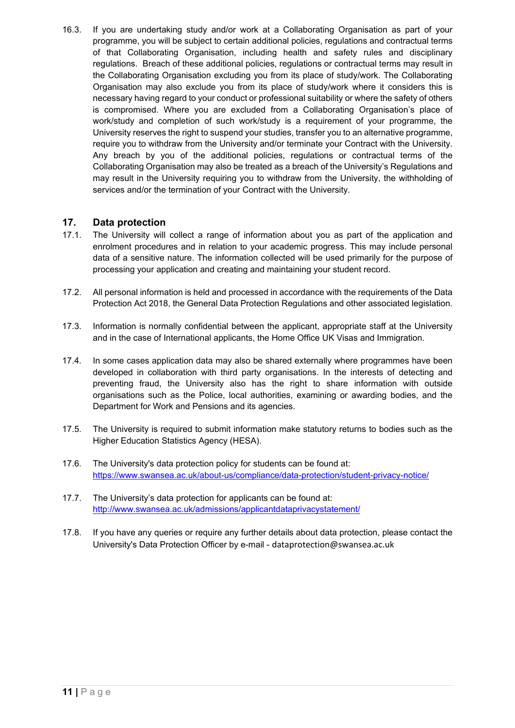16.3. If you are undertaking study and/or work at a Collaborating Organisation as part of your programme, you will be subject to certain additional policies, regulations and contractual terms of that Collaborating Organisation, including health and safety rules and disciplinary regulations. Breach of these additional policies, regulations or contractual terms may result in the Collaborating Organisation excluding you from its place of study/work. The Collaborating Organisation may also exclude you from its place of study/work where it considers this is necessary having regard to your conduct or professional suitability or where the safety of others is compromised. Where you are excluded from a Collaborating Organisation's place of work/study and completion of such work/study is a requirement of your programme, the University reserves the right to suspend your studies, transfer you to an alternative programme, require you to withdraw from the University and/or terminate your Contract with the University. Any breach by you of the additional policies, regulations or contractual terms of the Collaborating Organisation may also be treated as a breach of the University's Regulations and may result in the University requiring you to withdraw from the University, the withholding of services and/or the termination of your Contract with the University.

## 17. Data protection

17.1. The University will collect a range of information about you as part of the application and enrolment procedures and in relation to your academic progress. This may include personal data of a sensitive nature. The information collected will be used primarily for the purpose of processing your application and creating and maintaining your student record.

17.2. All personal information is held and processed in accordance with the requirements of the Data Protection Act 2018, the General Data Protection Regulations and other associated legislation.

17.3. Information is normally confidential between the applicant, appropriate staff at the University and in the case of International applicants, the Home Office UK Visas and Immigration.

17.4. In some cases application data may also be shared externally where programmes have been developed in collaboration with third party organisations. In the interests of detecting and preventing fraud, the University also has the right to share information with outside organisations such as the Police, local authorities, examining or awarding bodies, and the Department for Work and Pensions and its agencies.

17.5. The University is required to submit information make statutory returns to bodies such as the Higher Education Statistics Agency (HESA).

17.6. The University's data protection policy for students can be found at: https://www.swansea.ac.uk/about-us/compliance/data-protection/student-privacy-notice/

17.7. The University's data protection for applicants can be found at: http://www.swansea.ac.uk/admissions/applicantdataprivacystatement/

17.8. If you have any queries or require any further details about data protection, please contact the University's Data Protection Officer by e-mail - dataprotection@swansea.ac.uk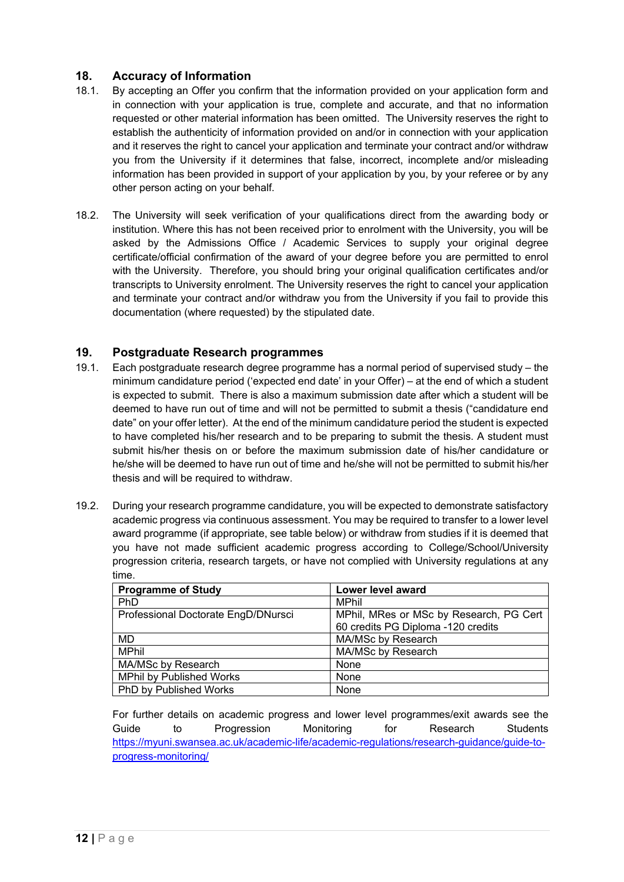## 18. Accuracy of Information

18.1. By accepting an Offer you confirm that the information provided on your application form and in connection with your application is true, complete and accurate, and that no information requested or other material information has been omitted. The University reserves the right to establish the authenticity of information provided on and/or in connection with your application and it reserves the right to cancel your application and terminate your contract and/or withdraw you from the University if it determines that false, incorrect, incomplete and/or misleading information has been provided in support of your application by you, by your referee or by any other person acting on your behalf.

18.2. The University will seek verification of your qualifications direct from the awarding body or institution. Where this has not been received prior to enrolment with the University, you will be asked by the Admissions Office / Academic Services to supply your original degree certificate/official confirmation of the award of your degree before you are permitted to enrol with the University. Therefore, you should bring your original qualification certificates and/or transcripts to University enrolment. The University reserves the right to cancel your application and terminate your contract and/or withdraw you from the University if you fail to provide this documentation (where requested) by the stipulated date.

## 19. Postgraduate Research programmes

19.1. Each postgraduate research degree programme has a normal period of supervised study – the minimum candidature period ('expected end date' in your Offer) – at the end of which a student is expected to submit. There is also a maximum submission date after which a student will be deemed to have run out of time and will not be permitted to submit a thesis ("candidature end date" on your offer letter). At the end of the minimum candidature period the student is expected to have completed his/her research and to be preparing to submit the thesis. A student must submit his/her thesis on or before the maximum submission date of his/her candidature or he/she will be deemed to have run out of time and he/she will not be permitted to submit his/her thesis and will be required to withdraw.

19.2. During your research programme candidature, you will be expected to demonstrate satisfactory academic progress via continuous assessment. You may be required to transfer to a lower level award programme (if appropriate, see table below) or withdraw from studies if it is deemed that you have not made sufficient academic progress according to College/School/University progression criteria, research targets, or have not complied with University regulations at any time.

| Programme of Study | Lower level award |
|---|---|
| PhD | MPhil |
| Professional Doctorate EngD/DNursci | MPhil, MRes or MSc by Research, PG Cert 60 credits PG Diploma -120 credits |
| MD | MA/MSc by Research |
| MPhil | MA/MSc by Research |
| MA/MSc by Research | None |
| MPhil by Published Works | None |
| PhD by Published Works | None |

For further details on academic progress and lower level programmes/exit awards see the Guide to Progression Monitoring for Research Students [https://myuni.swansea.ac.uk/academic-life/academic-regulations/research-guidance/guide-to-progress-monitoring/](https://myuni.swansea.ac.uk/academic-life/academic-regulations/research-guidance/guide-to-progress-monitoring/)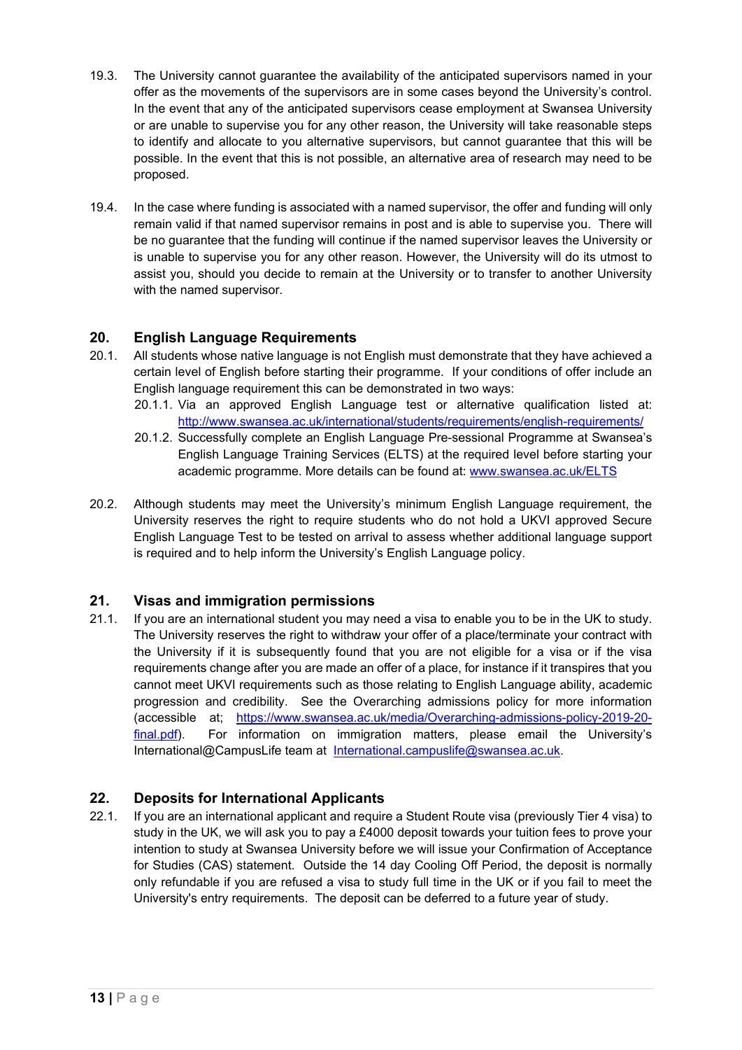19.3. The University cannot guarantee the availability of the anticipated supervisors named in your offer as the movements of the supervisors are in some cases beyond the University's control. In the event that any of the anticipated supervisors cease employment at Swansea University or are unable to supervise you for any other reason, the University will take reasonable steps to identify and allocate to you alternative supervisors, but cannot guarantee that this will be possible. In the event that this is not possible, an alternative area of research may need to be proposed.

19.4. In the case where funding is associated with a named supervisor, the offer and funding will only remain valid if that named supervisor remains in post and is able to supervise you. There will be no guarantee that the funding will continue if the named supervisor leaves the University or is unable to supervise you for any other reason. However, the University will do its utmost to assist you, should you decide to remain at the University or to transfer to another University with the named supervisor.

## 20. English Language Requirements

20.1. All students whose native language is not English must demonstrate that they have achieved a certain level of English before starting their programme. If your conditions of offer include an English language requirement this can be demonstrated in two ways:

- 20.1.1. Via an approved English Language test or alternative qualification listed at: [http://www.swansea.ac.uk/international/students/requirements/english-requirements/](http://www.swansea.ac.uk/international/students/requirements/english-requirements/)
- 20.1.2. Successfully complete an English Language Pre-sessional Programme at Swansea's English Language Training Services (ELTS) at the required level before starting your academic programme. More details can be found at: [www.swansea.ac.uk/ELTS](http://www.swansea.ac.uk/ELTS)

20.2. Although students may meet the University's minimum English Language requirement, the University reserves the right to require students who do not hold a UKVI approved Secure English Language Test to be tested on arrival to assess whether additional language support is required and to help inform the University's English Language policy.

## 21. Visas and immigration permissions

21.1. If you are an international student you may need a visa to enable you to be in the UK to study. The University reserves the right to withdraw your offer of a place/terminate your contract with the University if it is subsequently found that you are not eligible for a visa or if the visa requirements change after you are made an offer of a place, for instance if it transpires that you cannot meet UKVI requirements such as those relating to English Language ability, academic progression and credibility. See the Overarching admissions policy for more information (accessible at; [https://www.swansea.ac.uk/media/Overarching-admissions-policy-2019-20-final.pdf](https://www.swansea.ac.uk/media/Overarching-admissions-policy-2019-20-final.pdf)). For information on immigration matters, please email the University's International@CampusLife team at [International.campuslife@swansea.ac.uk](mailto:International.campuslife@swansea.ac.uk).

## 22. Deposits for International Applicants

22.1. If you are an international applicant and require a Student Route visa (previously Tier 4 visa) to study in the UK, we will ask you to pay a £4000 deposit towards your tuition fees to prove your intention to study at Swansea University before we will issue your Confirmation of Acceptance for Studies (CAS) statement. Outside the 14 day Cooling Off Period, the deposit is normally only refundable if you are refused a visa to study full time in the UK or if you fail to meet the University's entry requirements. The deposit can be deferred to a future year of study.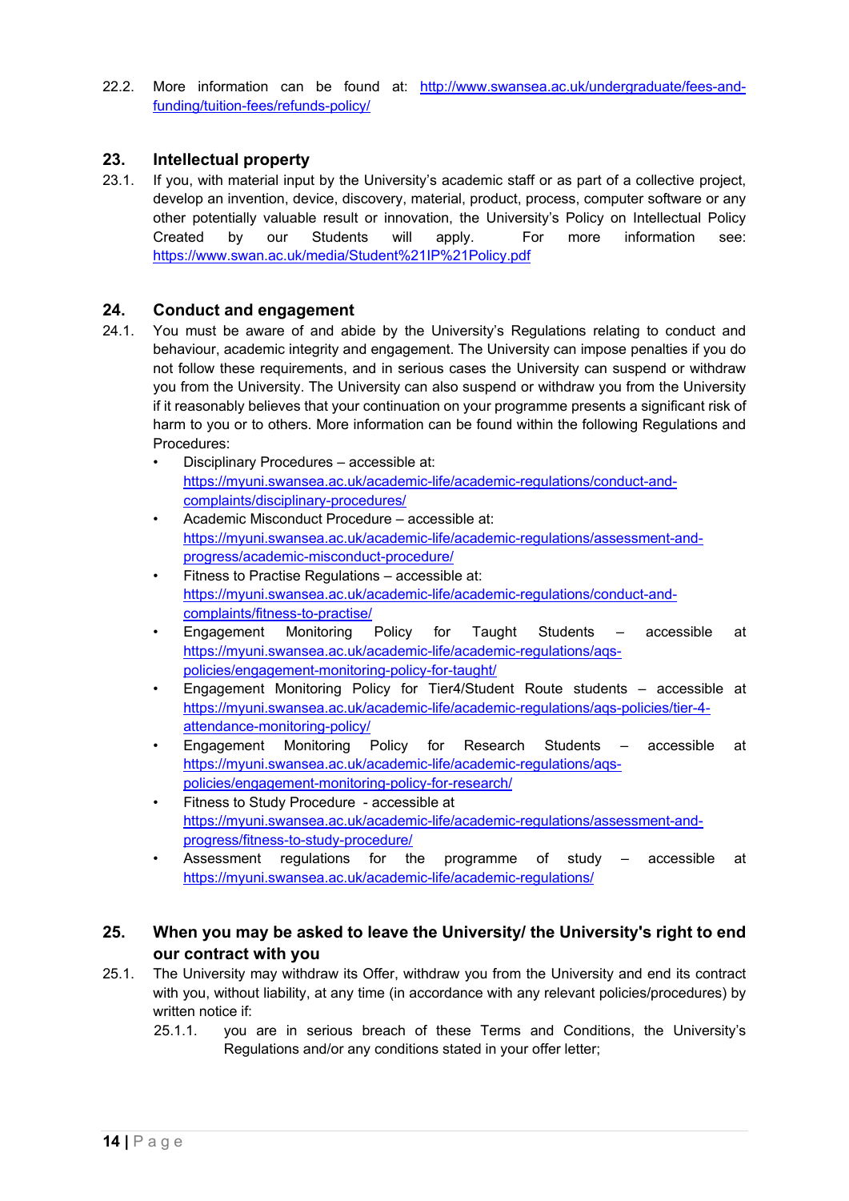22.2. More information can be found at: http://www.swansea.ac.uk/undergraduate/fees-and-funding/tuition-fees/refunds-policy/

## 23. Intellectual property

23.1. If you, with material input by the University's academic staff or as part of a collective project, develop an invention, device, discovery, material, product, process, computer software or any other potentially valuable result or innovation, the University's Policy on Intellectual Policy Created by our Students will apply. For more information see: https://www.swan.ac.uk/media/Student%21IP%21Policy.pdf

## 24. Conduct and engagement

24.1. You must be aware of and abide by the University's Regulations relating to conduct and behaviour, academic integrity and engagement. The University can impose penalties if you do not follow these requirements, and in serious cases the University can suspend or withdraw you from the University. The University can also suspend or withdraw you from the University if it reasonably believes that your continuation on your programme presents a significant risk of harm to you or to others. More information can be found within the following Regulations and Procedures:

- Disciplinary Procedures – accessible at: https://myuni.swansea.ac.uk/academic-life/academic-regulations/conduct-and-complaints/disciplinary-procedures/
- Academic Misconduct Procedure – accessible at: https://myuni.swansea.ac.uk/academic-life/academic-regulations/assessment-and-progress/academic-misconduct-procedure/
- Fitness to Practise Regulations – accessible at: https://myuni.swansea.ac.uk/academic-life/academic-regulations/conduct-and-complaints/fitness-to-practise/
- Engagement Monitoring Policy for Taught Students – accessible at https://myuni.swansea.ac.uk/academic-life/academic-regulations/aqs-policies/engagement-monitoring-policy-for-taught/
- Engagement Monitoring Policy for Tier4/Student Route students – accessible at https://myuni.swansea.ac.uk/academic-life/academic-regulations/aqs-policies/tier-4-attendance-monitoring-policy/
- Engagement Monitoring Policy for Research Students – accessible at https://myuni.swansea.ac.uk/academic-life/academic-regulations/aqs-policies/engagement-monitoring-policy-for-research/
- Fitness to Study Procedure - accessible at https://myuni.swansea.ac.uk/academic-life/academic-regulations/assessment-and-progress/fitness-to-study-procedure/
- Assessment regulations for the programme of study – accessible at https://myuni.swansea.ac.uk/academic-life/academic-regulations/

## 25. When you may be asked to leave the University/ the University's right to end our contract with you

25.1. The University may withdraw its Offer, withdraw you from the University and end its contract with you, without liability, at any time (in accordance with any relevant policies/procedures) by written notice if:

25.1.1. you are in serious breach of these Terms and Conditions, the University's Regulations and/or any conditions stated in your offer letter;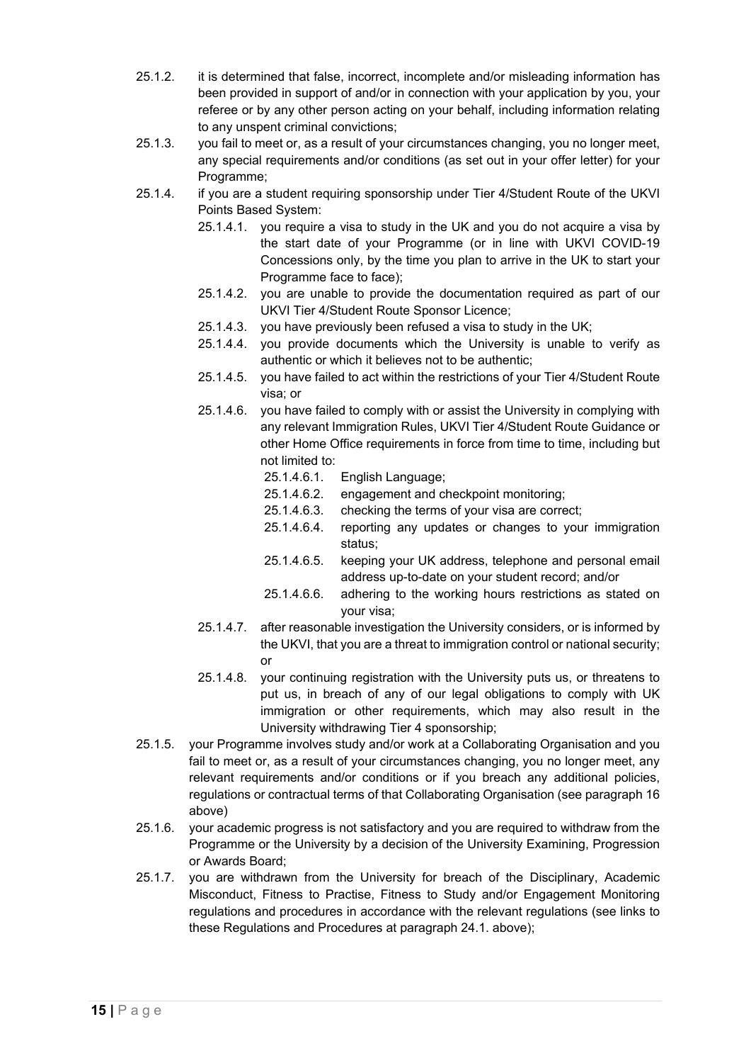25.1.2. it is determined that false, incorrect, incomplete and/or misleading information has been provided in support of and/or in connection with your application by you, your referee or by any other person acting on your behalf, including information relating to any unspent criminal convictions;

25.1.3. you fail to meet or, as a result of your circumstances changing, you no longer meet, any special requirements and/or conditions (as set out in your offer letter) for your Programme;

25.1.4. if you are a student requiring sponsorship under Tier 4/Student Route of the UKVI Points Based System:

- 25.1.4.1. you require a visa to study in the UK and you do not acquire a visa by the start date of your Programme (or in line with UKVI COVID-19 Concessions only, by the time you plan to arrive in the UK to start your Programme face to face);
- 25.1.4.2. you are unable to provide the documentation required as part of our UKVI Tier 4/Student Route Sponsor Licence;
- 25.1.4.3. you have previously been refused a visa to study in the UK;
- 25.1.4.4. you provide documents which the University is unable to verify as authentic or which it believes not to be authentic;
- 25.1.4.5. you have failed to act within the restrictions of your Tier 4/Student Route visa; or
- 25.1.4.6. you have failed to comply with or assist the University in complying with any relevant Immigration Rules, UKVI Tier 4/Student Route Guidance or other Home Office requirements in force from time to time, including but not limited to:
  - 25.1.4.6.1. English Language;
  - 25.1.4.6.2. engagement and checkpoint monitoring;
  - 25.1.4.6.3. checking the terms of your visa are correct;
  - 25.1.4.6.4. reporting any updates or changes to your immigration status;
  - 25.1.4.6.5. keeping your UK address, telephone and personal email address up-to-date on your student record; and/or
  - 25.1.4.6.6. adhering to the working hours restrictions as stated on your visa;
- 25.1.4.7. after reasonable investigation the University considers, or is informed by the UKVI, that you are a threat to immigration control or national security; or
- 25.1.4.8. your continuing registration with the University puts us, or threatens to put us, in breach of any of our legal obligations to comply with UK immigration or other requirements, which may also result in the University withdrawing Tier 4 sponsorship;

25.1.5. your Programme involves study and/or work at a Collaborating Organisation and you fail to meet or, as a result of your circumstances changing, you no longer meet, any relevant requirements and/or conditions or if you breach any additional policies, regulations or contractual terms of that Collaborating Organisation (see paragraph 16 above)

25.1.6. your academic progress is not satisfactory and you are required to withdraw from the Programme or the University by a decision of the University Examining, Progression or Awards Board;

25.1.7. you are withdrawn from the University for breach of the Disciplinary, Academic Misconduct, Fitness to Practise, Fitness to Study and/or Engagement Monitoring regulations and procedures in accordance with the relevant regulations (see links to these Regulations and Procedures at paragraph 24.1. above);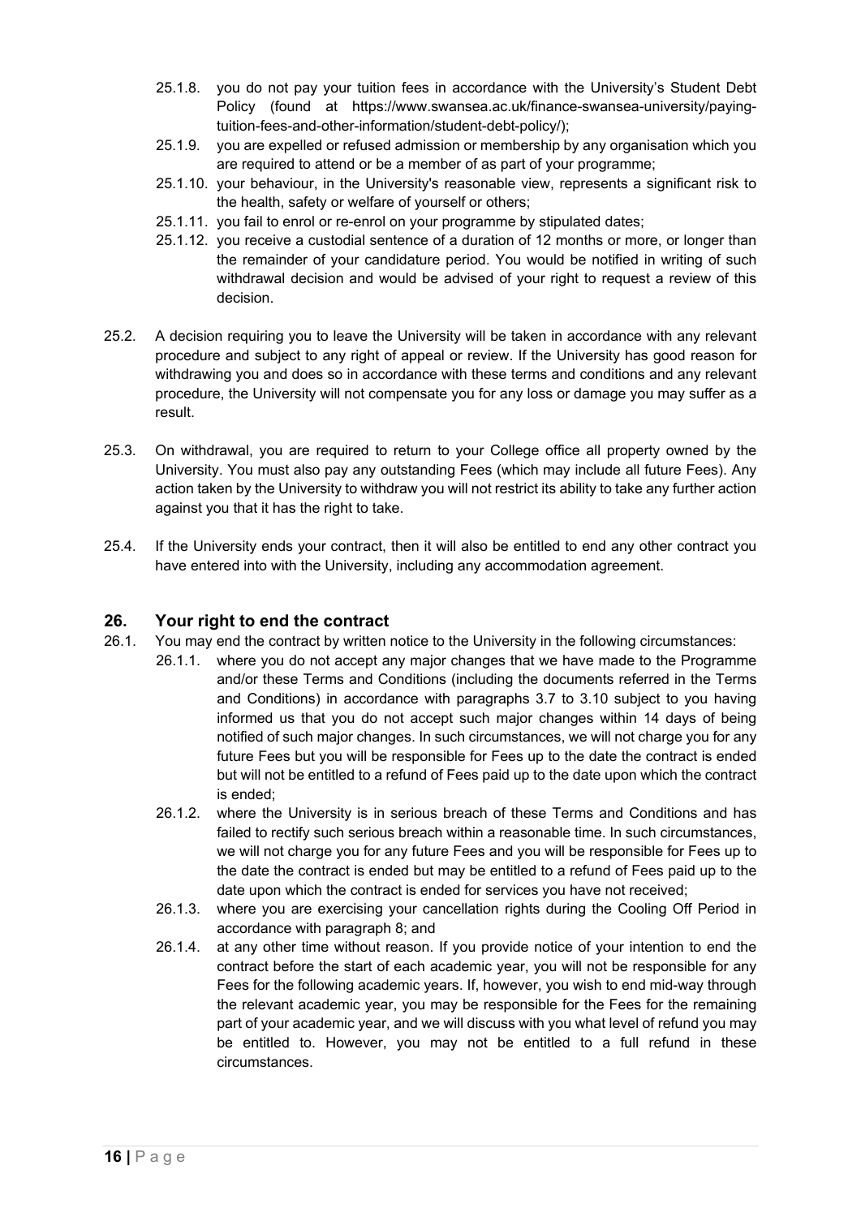25.1.8. you do not pay your tuition fees in accordance with the University's Student Debt Policy (found at https://www.swansea.ac.uk/finance-swansea-university/paying-tuition-fees-and-other-information/student-debt-policy/);

25.1.9. you are expelled or refused admission or membership by any organisation which you are required to attend or be a member of as part of your programme;

25.1.10. your behaviour, in the University's reasonable view, represents a significant risk to the health, safety or welfare of yourself or others;

25.1.11. you fail to enrol or re-enrol on your programme by stipulated dates;

25.1.12. you receive a custodial sentence of a duration of 12 months or more, or longer than the remainder of your candidature period. You would be notified in writing of such withdrawal decision and would be advised of your right to request a review of this decision.

25.2. A decision requiring you to leave the University will be taken in accordance with any relevant procedure and subject to any right of appeal or review. If the University has good reason for withdrawing you and does so in accordance with these terms and conditions and any relevant procedure, the University will not compensate you for any loss or damage you may suffer as a result.

25.3. On withdrawal, you are required to return to your College office all property owned by the University. You must also pay any outstanding Fees (which may include all future Fees). Any action taken by the University to withdraw you will not restrict its ability to take any further action against you that it has the right to take.

25.4. If the University ends your contract, then it will also be entitled to end any other contract you have entered into with the University, including any accommodation agreement.

## 26. Your right to end the contract

26.1. You may end the contract by written notice to the University in the following circumstances:

26.1.1. where you do not accept any major changes that we have made to the Programme and/or these Terms and Conditions (including the documents referred in the Terms and Conditions) in accordance with paragraphs 3.7 to 3.10 subject to you having informed us that you do not accept such major changes within 14 days of being notified of such major changes. In such circumstances, we will not charge you for any future Fees but you will be responsible for Fees up to the date the contract is ended but will not be entitled to a refund of Fees paid up to the date upon which the contract is ended;

26.1.2. where the University is in serious breach of these Terms and Conditions and has failed to rectify such serious breach within a reasonable time. In such circumstances, we will not charge you for any future Fees and you will be responsible for Fees up to the date the contract is ended but may be entitled to a refund of Fees paid up to the date upon which the contract is ended for services you have not received;

26.1.3. where you are exercising your cancellation rights during the Cooling Off Period in accordance with paragraph 8; and

26.1.4. at any other time without reason. If you provide notice of your intention to end the contract before the start of each academic year, you will not be responsible for any Fees for the following academic years. If, however, you wish to end mid-way through the relevant academic year, you may be responsible for the Fees for the remaining part of your academic year, and we will discuss with you what level of refund you may be entitled to. However, you may not be entitled to a full refund in these circumstances.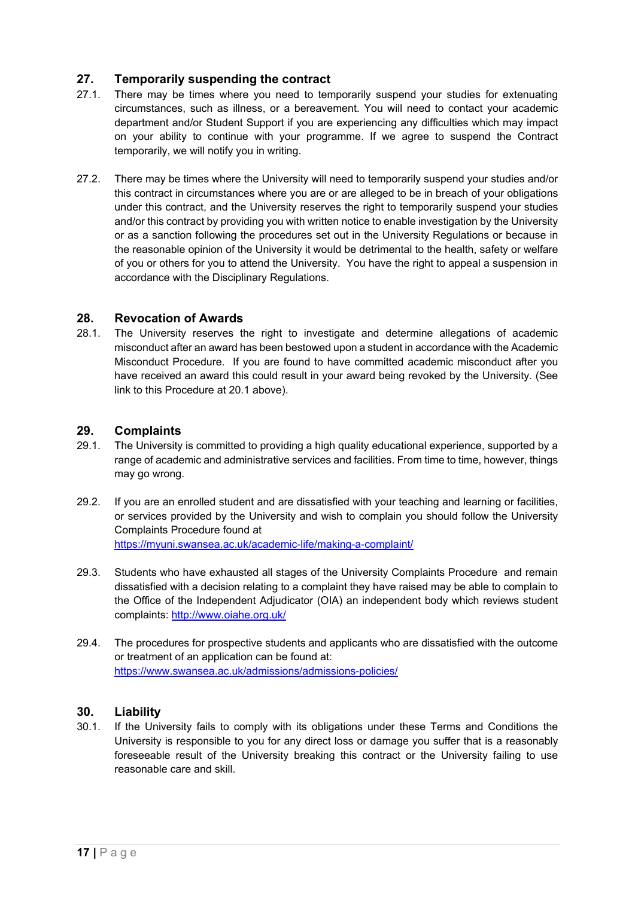## 27. Temporarily suspending the contract

27.1. There may be times where you need to temporarily suspend your studies for extenuating circumstances, such as illness, or a bereavement. You will need to contact your academic department and/or Student Support if you are experiencing any difficulties which may impact on your ability to continue with your programme. If we agree to suspend the Contract temporarily, we will notify you in writing.

27.2. There may be times where the University will need to temporarily suspend your studies and/or this contract in circumstances where you are or are alleged to be in breach of your obligations under this contract, and the University reserves the right to temporarily suspend your studies and/or this contract by providing you with written notice to enable investigation by the University or as a sanction following the procedures set out in the University Regulations or because in the reasonable opinion of the University it would be detrimental to the health, safety or welfare of you or others for you to attend the University. You have the right to appeal a suspension in accordance with the Disciplinary Regulations.

## 28. Revocation of Awards

28.1. The University reserves the right to investigate and determine allegations of academic misconduct after an award has been bestowed upon a student in accordance with the Academic Misconduct Procedure. If you are found to have committed academic misconduct after you have received an award this could result in your award being revoked by the University. (See link to this Procedure at 20.1 above).

## 29. Complaints

29.1. The University is committed to providing a high quality educational experience, supported by a range of academic and administrative services and facilities. From time to time, however, things may go wrong.

29.2. If you are an enrolled student and are dissatisfied with your teaching and learning or facilities, or services provided by the University and wish to complain you should follow the University Complaints Procedure found at https://myuni.swansea.ac.uk/academic-life/making-a-complaint/

29.3. Students who have exhausted all stages of the University Complaints Procedure and remain dissatisfied with a decision relating to a complaint they have raised may be able to complain to the Office of the Independent Adjudicator (OIA) an independent body which reviews student complaints: http://www.oiahe.org.uk/

29.4. The procedures for prospective students and applicants who are dissatisfied with the outcome or treatment of an application can be found at: https://www.swansea.ac.uk/admissions/admissions-policies/

## 30. Liability

30.1. If the University fails to comply with its obligations under these Terms and Conditions the University is responsible to you for any direct loss or damage you suffer that is a reasonably foreseeable result of the University breaking this contract or the University failing to use reasonable care and skill.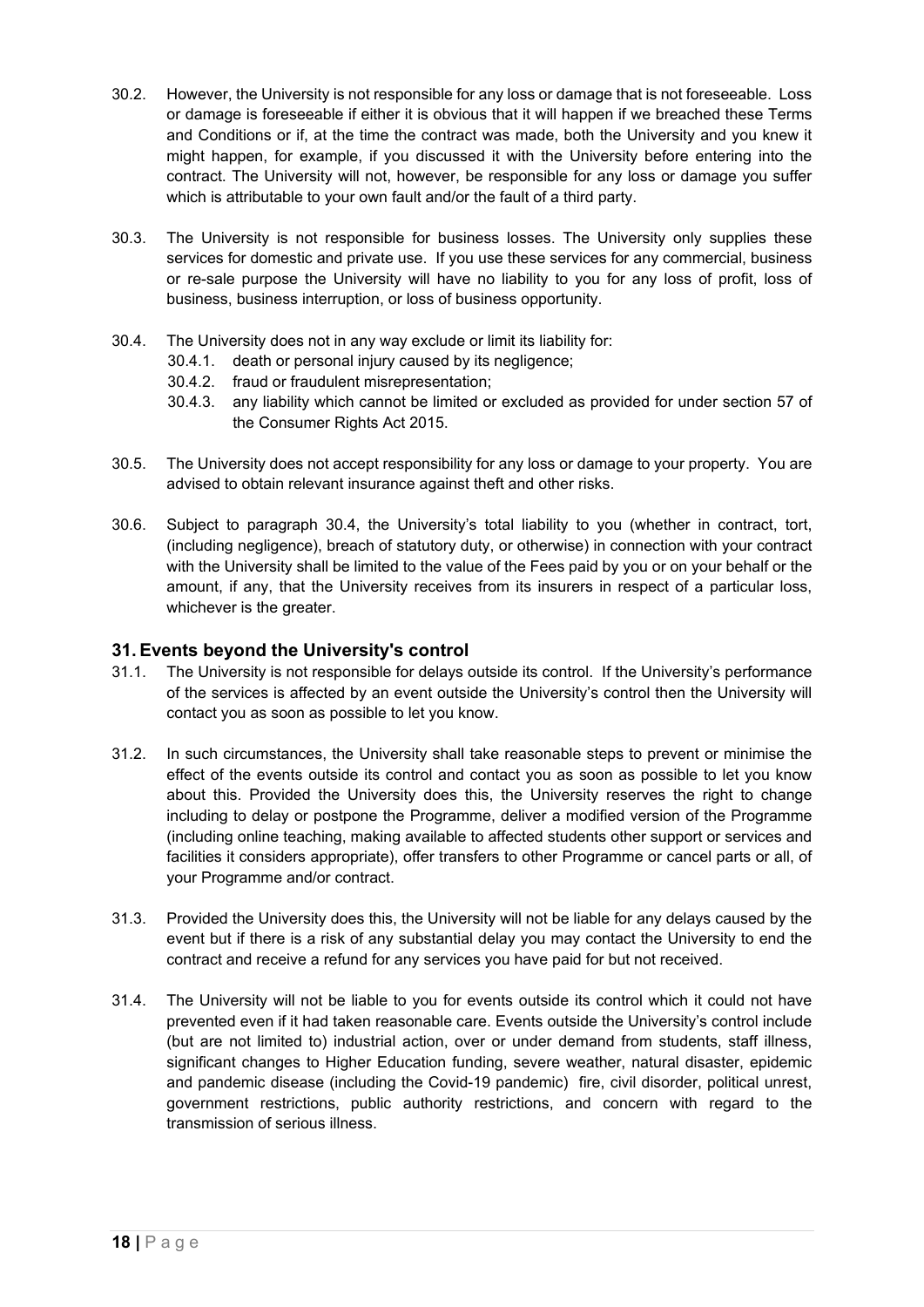30.2. However, the University is not responsible for any loss or damage that is not foreseeable. Loss or damage is foreseeable if either it is obvious that it will happen if we breached these Terms and Conditions or if, at the time the contract was made, both the University and you knew it might happen, for example, if you discussed it with the University before entering into the contract. The University will not, however, be responsible for any loss or damage you suffer which is attributable to your own fault and/or the fault of a third party.

30.3. The University is not responsible for business losses. The University only supplies these services for domestic and private use. If you use these services for any commercial, business or re-sale purpose the University will have no liability to you for any loss of profit, loss of business, business interruption, or loss of business opportunity.

30.4. The University does not in any way exclude or limit its liability for:

- 30.4.1. death or personal injury caused by its negligence;
- 30.4.2. fraud or fraudulent misrepresentation;
- 30.4.3. any liability which cannot be limited or excluded as provided for under section 57 of the Consumer Rights Act 2015.

30.5. The University does not accept responsibility for any loss or damage to your property. You are advised to obtain relevant insurance against theft and other risks.

30.6. Subject to paragraph 30.4, the University's total liability to you (whether in contract, tort, (including negligence), breach of statutory duty, or otherwise) in connection with your contract with the University shall be limited to the value of the Fees paid by you or on your behalf or the amount, if any, that the University receives from its insurers in respect of a particular loss, whichever is the greater.

## 31. Events beyond the University's control

31.1. The University is not responsible for delays outside its control. If the University's performance of the services is affected by an event outside the University's control then the University will contact you as soon as possible to let you know.

31.2. In such circumstances, the University shall take reasonable steps to prevent or minimise the effect of the events outside its control and contact you as soon as possible to let you know about this. Provided the University does this, the University reserves the right to change including to delay or postpone the Programme, deliver a modified version of the Programme (including online teaching, making available to affected students other support or services and facilities it considers appropriate), offer transfers to other Programme or cancel parts or all, of your Programme and/or contract.

31.3. Provided the University does this, the University will not be liable for any delays caused by the event but if there is a risk of any substantial delay you may contact the University to end the contract and receive a refund for any services you have paid for but not received.

31.4. The University will not be liable to you for events outside its control which it could not have prevented even if it had taken reasonable care. Events outside the University's control include (but are not limited to) industrial action, over or under demand from students, staff illness, significant changes to Higher Education funding, severe weather, natural disaster, epidemic and pandemic disease (including the Covid-19 pandemic) fire, civil disorder, political unrest, government restrictions, public authority restrictions, and concern with regard to the transmission of serious illness.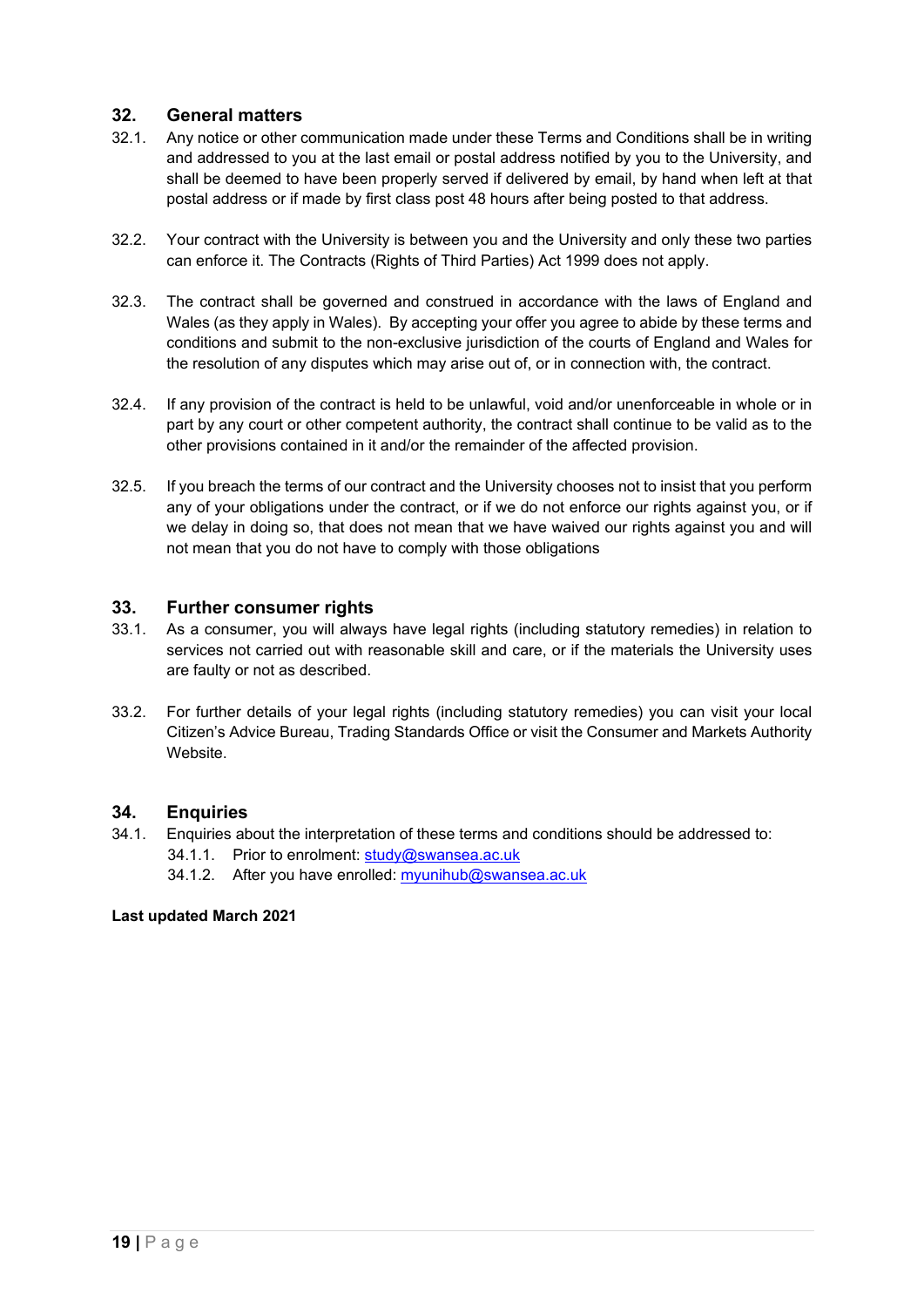## 32. General matters

32.1. Any notice or other communication made under these Terms and Conditions shall be in writing and addressed to you at the last email or postal address notified by you to the University, and shall be deemed to have been properly served if delivered by email, by hand when left at that postal address or if made by first class post 48 hours after being posted to that address.

32.2. Your contract with the University is between you and the University and only these two parties can enforce it. The Contracts (Rights of Third Parties) Act 1999 does not apply.

32.3. The contract shall be governed and construed in accordance with the laws of England and Wales (as they apply in Wales). By accepting your offer you agree to abide by these terms and conditions and submit to the non-exclusive jurisdiction of the courts of England and Wales for the resolution of any disputes which may arise out of, or in connection with, the contract.

32.4. If any provision of the contract is held to be unlawful, void and/or unenforceable in whole or in part by any court or other competent authority, the contract shall continue to be valid as to the other provisions contained in it and/or the remainder of the affected provision.

32.5. If you breach the terms of our contract and the University chooses not to insist that you perform any of your obligations under the contract, or if we do not enforce our rights against you, or if we delay in doing so, that does not mean that we have waived our rights against you and will not mean that you do not have to comply with those obligations

## 33. Further consumer rights

33.1. As a consumer, you will always have legal rights (including statutory remedies) in relation to services not carried out with reasonable skill and care, or if the materials the University uses are faulty or not as described.

33.2. For further details of your legal rights (including statutory remedies) you can visit your local Citizen's Advice Bureau, Trading Standards Office or visit the Consumer and Markets Authority Website.

## 34. Enquiries

34.1. Enquiries about the interpretation of these terms and conditions should be addressed to:

- 34.1.1. Prior to enrolment: study@swansea.ac.uk
- 34.1.2. After you have enrolled: myunihub@swansea.ac.uk

**Last updated March 2021**